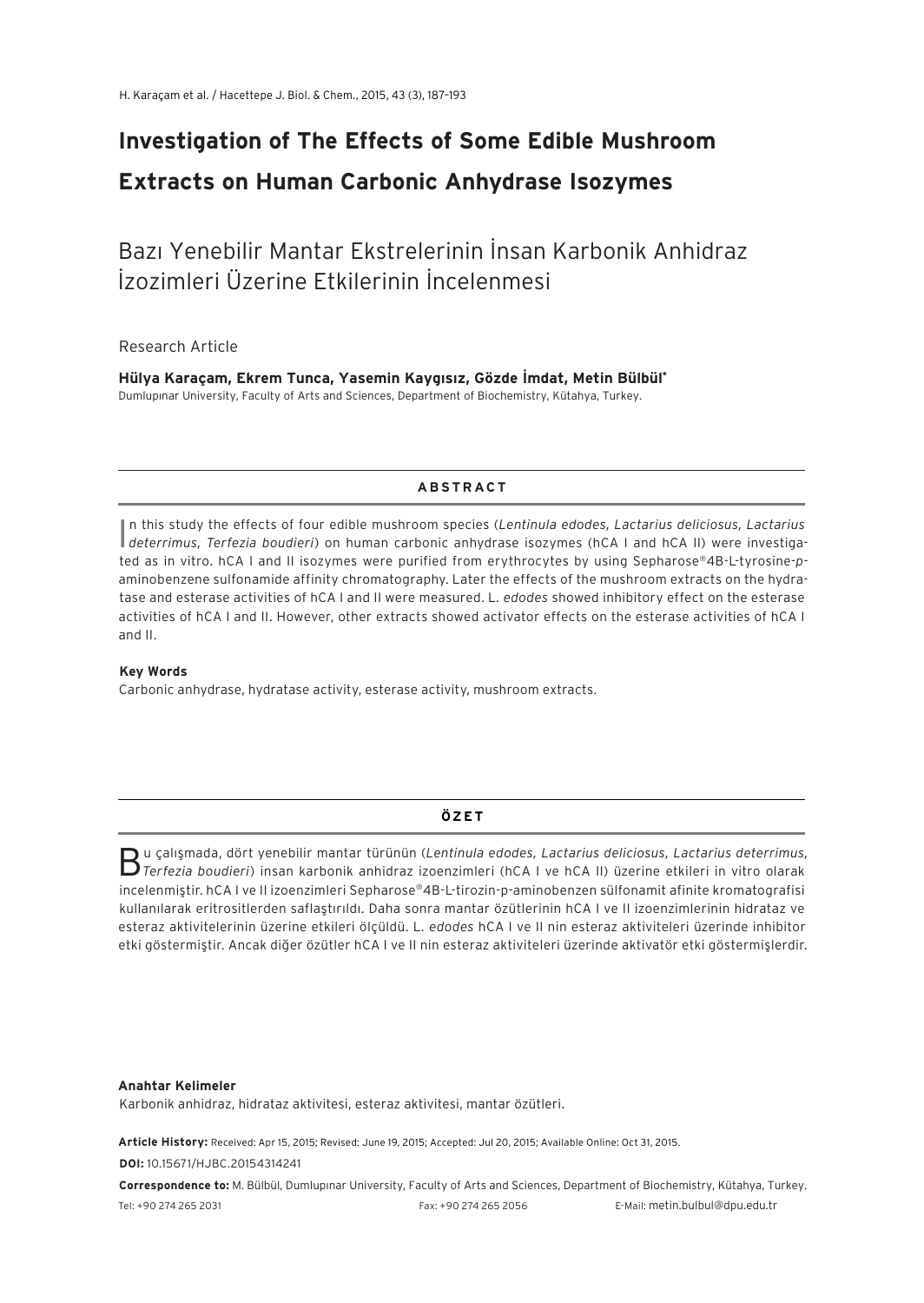# Investigation of The Effects of Some Edible Mushroom Extracts on Human Carbonic Anhydrase Isozymes

## Bazı Yenebilir Mantar Ekstrelerinin İnsan Karbonik Anhidraz İzozimleri Üzerine Etkilerinin İncelenmesi

Research Article

**Hülya Karaçam, Ekrem Tunca, Yasemin Kaygısız, Gözde İmdat, Metin Bülbül***

Dumlupınar University, Faculty of Arts and Sciences, Department of Biochemistry, Kütahya, Turkey.

### ABSTRACT

In this study the effects of four edible mushroom species (*Lentinula edodes, Lactarius deliciosus, Lactarius deterrimus, Terfezia boudieri*) on human carbonic anhydrase isozymes (hCA I and hCA II) were investigated as in vitro. hCA I and II isozymes were purified from erythrocytes by using Sepharose®4B-L-tyrosine-*p*-aminobenzene sulfonamide affinity chromatography. Later the effects of the mushroom extracts on the hydratase and esterase activities of hCA I and II were measured. L. *edodes* showed inhibitory effect on the esterase activities of hCA I and II. However, other extracts showed activator effects on the esterase activities of hCA I and II.

**Key Words**

Carbonic anhydrase, hydratase activity, esterase activity, mushroom extracts.

### ÖZET

Bu çalışmada, dört yenebilir mantar türünün (*Lentinula edodes, Lactarius deliciosus, Lactarius deterrimus, Terfezia boudieri*) insan karbonik anhidraz izoenzimleri (hCA I ve hCA II) üzerine etkileri in vitro olarak incelenmiştir. hCA I ve II izoenzimleri Sepharose®4B-L-tirozin-p-aminobenzen sülfonamit afinite kromatografisi kullanılarak eritrositlerden saflaştırıldı. Daha sonra mantar özütlerinin hCA I ve II izoenzimlerinin hidrataz ve esteraz aktivitelerinin üzerine etkileri ölçüldü. L. *edodes* hCA I ve II nin esteraz aktiviteleri üzerinde inhibitor etki göstermiştir. Ancak diğer özütler hCA I ve II nin esteraz aktiviteleri üzerinde aktivatör etki göstermişlerdir.

**Anahtar Kelimeler**

Karbonik anhidraz, hidrataz aktivitesi, esteraz aktivitesi, mantar özütleri.

**Article History:** Received: Apr 15, 2015; Revised: June 19, 2015; Accepted: Jul 20, 2015; Available Online: Oct 31, 2015.

**DOI:** 10.15671/HJBC.20154314241

**Correspondence to:** M. Bülbül, Dumlupınar University, Faculty of Arts and Sciences, Department of Biochemistry, Kütahya, Turkey.

Tel: +90 274 265 2031 Fax: +90 274 265 2056 E-Mail: metin.bulbul@dpu.edu.tr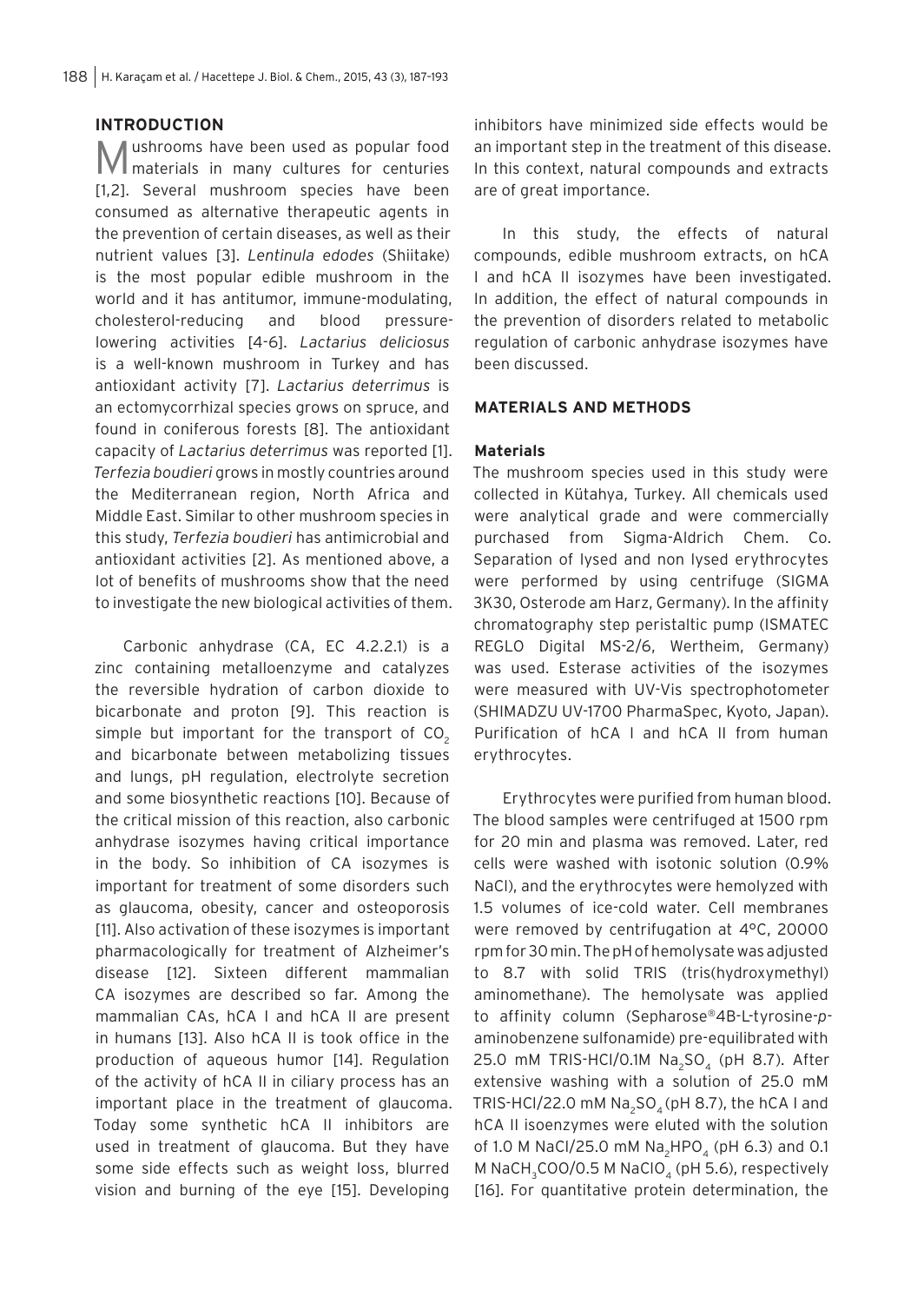## INTRODUCTION

Mushrooms have been used as popular food materials in many cultures for centuries [1,2]. Several mushroom species have been consumed as alternative therapeutic agents in the prevention of certain diseases, as well as their nutrient values [3]. *Lentinula edodes* (Shiitake) is the most popular edible mushroom in the world and it has antitumor, immune-modulating, cholesterol-reducing and blood pressure-lowering activities [4-6]. *Lactarius deliciosus* is a well-known mushroom in Turkey and has antioxidant activity [7]. *Lactarius deterrimus* is an ectomycorrhizal species grows on spruce, and found in coniferous forests [8]. The antioxidant capacity of *Lactarius deterrimus* was reported [1]. *Terfezia boudieri* grows in mostly countries around the Mediterranean region, North Africa and Middle East. Similar to other mushroom species in this study, *Terfezia boudieri* has antimicrobial and antioxidant activities [2]. As mentioned above, a lot of benefits of mushrooms show that the need to investigate the new biological activities of them.

Carbonic anhydrase (CA, EC 4.2.2.1) is a zinc containing metalloenzyme and catalyzes the reversible hydration of carbon dioxide to bicarbonate and proton [9]. This reaction is simple but important for the transport of $CO_2$ and bicarbonate between metabolizing tissues and lungs, pH regulation, electrolyte secretion and some biosynthetic reactions [10]. Because of the critical mission of this reaction, also carbonic anhydrase isozymes having critical importance in the body. So inhibition of CA isozymes is important for treatment of some disorders such as glaucoma, obesity, cancer and osteoporosis [11]. Also activation of these isozymes is important pharmacologically for treatment of Alzheimer's disease [12]. Sixteen different mammalian CA isozymes are described so far. Among the mammalian CAs, hCA I and hCA II are present in humans [13]. Also hCA II is took office in the production of aqueous humor [14]. Regulation of the activity of hCA II in ciliary process has an important place in the treatment of glaucoma. Today some synthetic hCA II inhibitors are used in treatment of glaucoma. But they have some side effects such as weight loss, blurred vision and burning of the eye [15]. Developing inhibitors have minimized side effects would be an important step in the treatment of this disease. In this context, natural compounds and extracts are of great importance.

In this study, the effects of natural compounds, edible mushroom extracts, on hCA I and hCA II isozymes have been investigated. In addition, the effect of natural compounds in the prevention of disorders related to metabolic regulation of carbonic anhydrase isozymes have been discussed.

## MATERIALS AND METHODS

### Materials

The mushroom species used in this study were collected in Kütahya, Turkey. All chemicals used were analytical grade and were commercially purchased from Sigma-Aldrich Chem. Co. Separation of lysed and non lysed erythrocytes were performed by using centrifuge (SIGMA 3K30, Osterode am Harz, Germany). In the affinity chromatography step peristaltic pump (ISMATEC REGLO Digital MS-2/6, Wertheim, Germany) was used. Esterase activities of the isozymes were measured with UV-Vis spectrophotometer (SHIMADZU UV-1700 PharmaSpec, Kyoto, Japan). Purification of hCA I and hCA II from human erythrocytes.

Erythrocytes were purified from human blood. The blood samples were centrifuged at 1500 rpm for 20 min and plasma was removed. Later, red cells were washed with isotonic solution (0.9% NaCl), and the erythrocytes were hemolyzed with 1.5 volumes of ice-cold water. Cell membranes were removed by centrifugation at 4°C, 20000 rpm for 30 min. The pH of hemolysate was adjusted to 8.7 with solid TRIS (tris(hydroxymethyl) aminomethane). The hemolysate was applied to affinity column (Sepharose®4B-L-tyrosine-*p*-aminobenzene sulfonamide) pre-equilibrated with 25.0 mM TRIS-HCl/0.1M $Na_2SO_4$ (pH 8.7). After extensive washing with a solution of 25.0 mM TRIS-HCl/22.0 mM $Na_2SO_4$ (pH 8.7), the hCA I and hCA II isoenzymes were eluted with the solution of 1.0 M NaCl/25.0 mM $Na_2HPO_4$ (pH 6.3) and 0.1 M $NaCH_3COO$/0.5 M $NaClO_4$ (pH 5.6), respectively [16]. For quantitative protein determination, the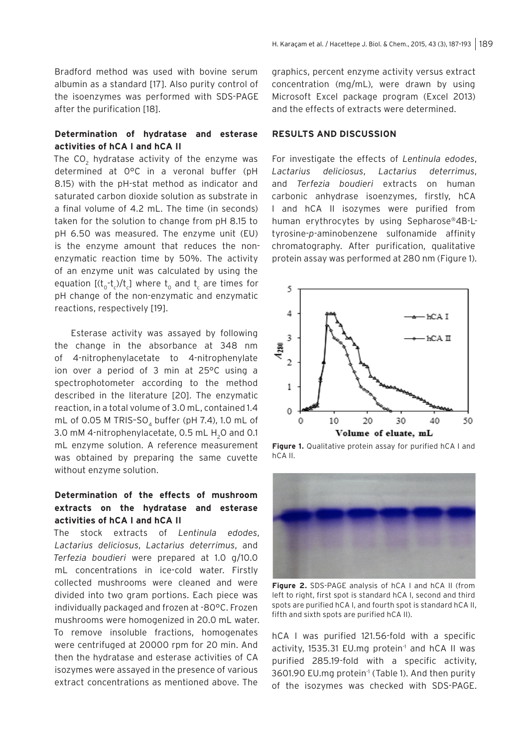Bradford method was used with bovine serum albumin as a standard [17]. Also purity control of the isoenzymes was performed with SDS-PAGE after the purification [18].

### Determination of hydratase and esterase activities of hCA I and hCA II

The $CO_2$ hydratase activity of the enzyme was determined at 0°C in a veronal buffer (pH 8.15) with the pH-stat method as indicator and saturated carbon dioxide solution as substrate in a final volume of 4.2 mL. The time (in seconds) taken for the solution to change from pH 8.15 to pH 6.50 was measured. The enzyme unit (EU) is the enzyme amount that reduces the non-enzymatic reaction time by 50%. The activity of an enzyme unit was calculated by using the equation $[(t_0-t_c)/t_c]$ where $t_0$ and $t_c$ are times for pH change of the non-enzymatic and enzymatic reactions, respectively [19].

Esterase activity was assayed by following the change in the absorbance at 348 nm of 4-nitrophenylacetate to 4-nitrophenylate ion over a period of 3 min at 25°C using a spectrophotometer according to the method described in the literature [20]. The enzymatic reaction, in a total volume of 3.0 mL, contained 1.4 mL of 0.05 M TRIS-$SO_4$ buffer (pH 7.4), 1.0 mL of 3.0 mM 4-nitrophenylacetate, 0.5 mL $H_2O$ and 0.1 mL enzyme solution. A reference measurement was obtained by preparing the same cuvette without enzyme solution.

### Determination of the effects of mushroom extracts on the hydratase and esterase activities of hCA I and hCA II

The stock extracts of *Lentinula edodes*, *Lactarius deliciosus*, *Lactarius deterrimus*, and *Terfezia boudieri* were prepared at 1.0 g/10.0 mL concentrations in ice-cold water. Firstly collected mushrooms were cleaned and were divided into two gram portions. Each piece was individually packaged and frozen at -80°C. Frozen mushrooms were homogenized in 20.0 mL water. To remove insoluble fractions, homogenates were centrifuged at 20000 rpm for 20 min. And then the hydratase and esterase activities of CA isozymes were assayed in the presence of various extract concentrations as mentioned above. The graphics, percent enzyme activity versus extract concentration (mg/mL), were drawn by using Microsoft Excel package program (Excel 2013) and the effects of extracts were determined.

## RESULTS AND DISCUSSION

For investigate the effects of *Lentinula edodes*, *Lactarius deliciosus*, *Lactarius deterrimus*, and *Terfezia boudieri* extracts on human carbonic anhydrase isoenzymes, firstly, hCA I and hCA II isozymes were purified from human erythrocytes by using Sepharose®4B-L-tyrosine-*p*-aminobenzene sulfonamide affinity chromatography. After purification, qualitative protein assay was performed at 280 nm (Figure 1).

**Figure 1.** Qualitative protein assay for purified hCA I and hCA II.

**Figure 2.** SDS-PAGE analysis of hCA I and hCA II (from left to right, first spot is standard hCA I, second and third spots are purified hCA I, and fourth spot is standard hCA II, fifth and sixth spots are purified hCA II).

hCA I was purified 121.56-fold with a specific activity, 1535.31 EU.mg protein$^{-1}$ and hCA II was purified 285.19-fold with a specific activity, 3601.90 EU.mg protein$^{-1}$ (Table 1). And then purity of the isozymes was checked with SDS-PAGE.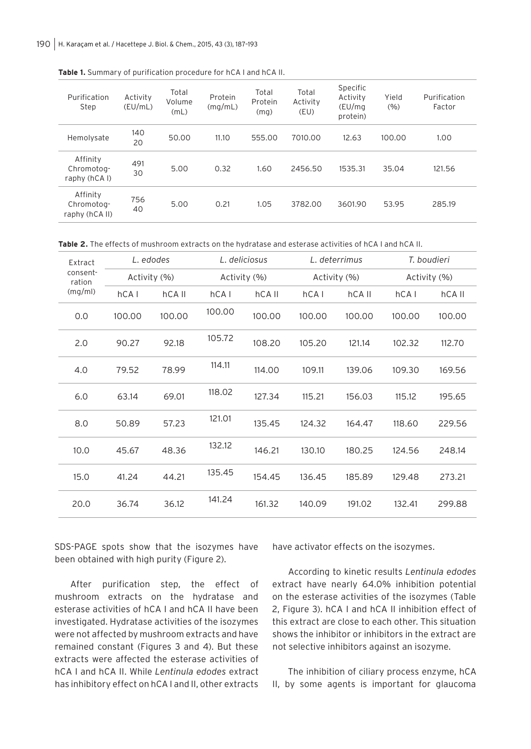**Table 1.** Summary of purification procedure for hCA I and hCA II.

| Purification Step | Activity (EU/mL) | Total Volume (mL) | Protein (mg/mL) | Total Protein (mg) | Total Activity (EU) | Specific Activity (EU/mg protein) | Yield (%) | Purification Factor |
|---|---|---|---|---|---|---|---|---|
| Hemolysate | 140 20 | 50.00 | 11.10 | 555.00 | 7010.00 | 12.63 | 100.00 | 1.00 |
| Affinity Chromotography (hCA I) | 491 30 | 5.00 | 0.32 | 1.60 | 2456.50 | 1535.31 | 35.04 | 121.56 |
| Affinity Chromotography (hCA II) | 756 40 | 5.00 | 0.21 | 1.05 | 3782.00 | 3601.90 | 53.95 | 285.19 |

**Table 2.** The effects of mushroom extracts on the hydratase and esterase activities of hCA I and hCA II.

| Extract consentration (mg/ml) | *L. edodes* | | *L. deliciosus* | | *L. deterrimus* | | *T. boudieri* | |
|---|---|---|---|---|---|---|---|---|
| | Activity (%) | | Activity (%) | | Activity (%) | | Activity (%) | |
| | hCA I | hCA II | hCA I | hCA II | hCA I | hCA II | hCA I | hCA II |
| 0.0 | 100.00 | 100.00 | 100.00 | 100.00 | 100.00 | 100.00 | 100.00 | 100.00 |
| 2.0 | 90.27 | 92.18 | 105.72 | 108.20 | 105.20 | 121.14 | 102.32 | 112.70 |
| 4.0 | 79.52 | 78.99 | 114.11 | 114.00 | 109.11 | 139.06 | 109.30 | 169.56 |
| 6.0 | 63.14 | 69.01 | 118.02 | 127.34 | 115.21 | 156.03 | 115.12 | 195.65 |
| 8.0 | 50.89 | 57.23 | 121.01 | 135.45 | 124.32 | 164.47 | 118.60 | 229.56 |
| 10.0 | 45.67 | 48.36 | 132.12 | 146.21 | 130.10 | 180.25 | 124.56 | 248.14 |
| 15.0 | 41.24 | 44.21 | 135.45 | 154.45 | 136.45 | 185.89 | 129.48 | 273.21 |
| 20.0 | 36.74 | 36.12 | 141.24 | 161.32 | 140.09 | 191.02 | 132.41 | 299.88 |

SDS-PAGE spots show that the isozymes have been obtained with high purity (Figure 2).

After purification step, the effect of mushroom extracts on the hydratase and esterase activities of hCA I and hCA II have been investigated. Hydratase activities of the isozymes were not affected by mushroom extracts and have remained constant (Figures 3 and 4). But these extracts were affected the esterase activities of hCA I and hCA II. While *Lentinula edodes* extract has inhibitory effect on hCA I and II, other extracts have activator effects on the isozymes.

According to kinetic results *Lentinula edodes* extract have nearly 64.0% inhibition potential on the esterase activities of the isozymes (Table 2, Figure 3). hCA I and hCA II inhibition effect of this extract are close to each other. This situation shows the inhibitor or inhibitors in the extract are not selective inhibitors against an isozyme.

The inhibition of ciliary process enzyme, hCA II, by some agents is important for glaucoma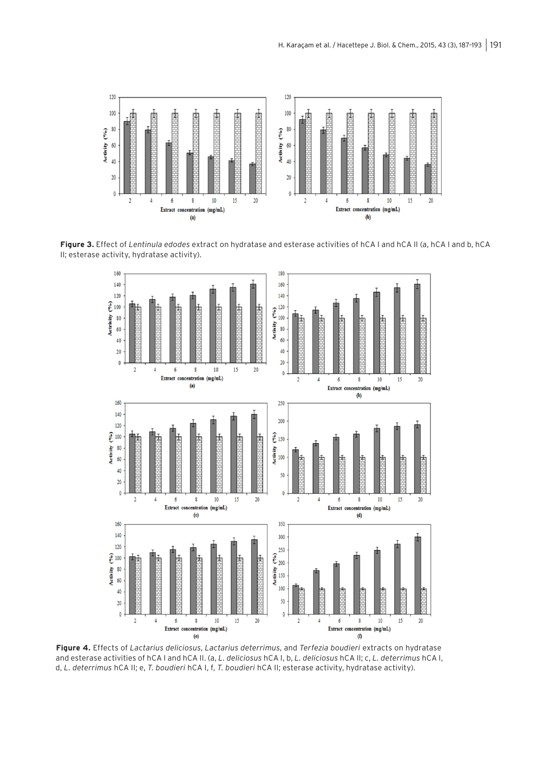**Figure 3.** Effect of *Lentinula edodes* extract on hydratase and esterase activities of hCA I and hCA II (a, hCA I and b, hCA II; esterase activity, hydratase activity).

**Figure 4.** Effects of *Lactarius deliciosus*, *Lactarius deterrimus*, and *Terfezia boudieri* extracts on hydratase and esterase activities of hCA I and hCA II. (a, *L. deliciosus* hCA I, b, *L. deliciosus* hCA II; c, *L. deterrimus* hCA I, d, *L. deterrimus* hCA II; e, *T. boudieri* hCA I, f, *T. boudieri* hCA II; esterase activity, hydratase activity).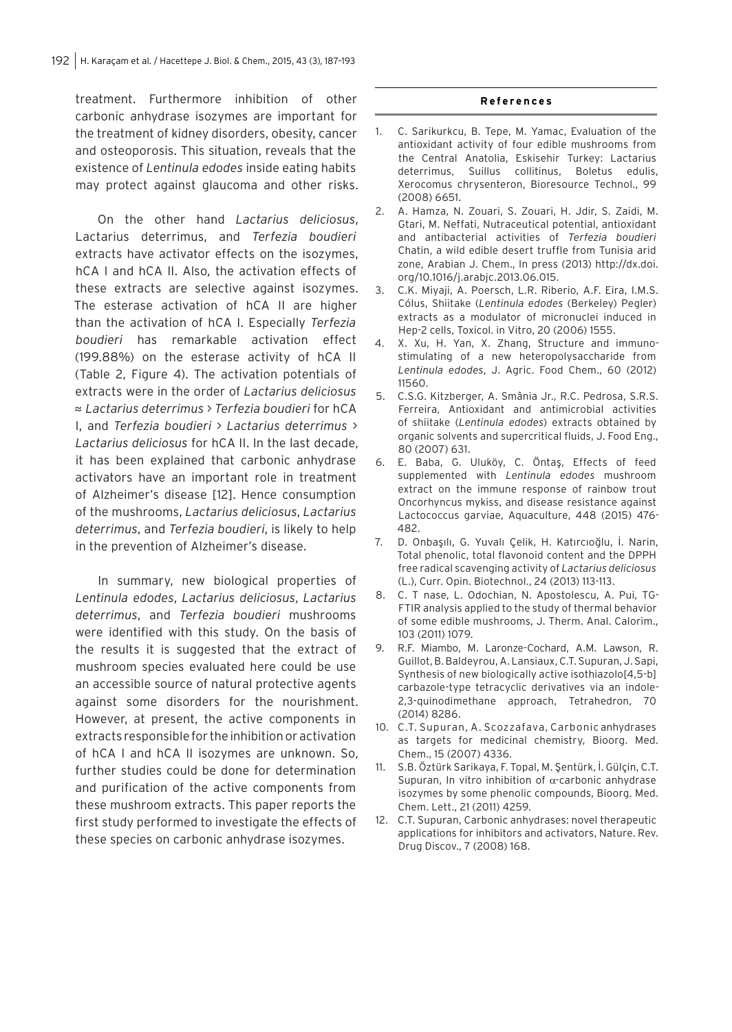treatment. Furthermore inhibition of other carbonic anhydrase isozymes are important for the treatment of kidney disorders, obesity, cancer and osteoporosis. This situation, reveals that the existence of *Lentinula edodes* inside eating habits may protect against glaucoma and other risks.

On the other hand *Lactarius deliciosus*, Lactarius deterrimus, and *Terfezia boudieri* extracts have activator effects on the isozymes, hCA I and hCA II. Also, the activation effects of these extracts are selective against isozymes. The esterase activation of hCA II are higher than the activation of hCA I. Especially *Terfezia boudieri* has remarkable activation effect (199.88%) on the esterase activity of hCA II (Table 2, Figure 4). The activation potentials of extracts were in the order of *Lactarius deliciosus* ≈ *Lactarius deterrimus* > *Terfezia boudieri* for hCA I, and *Terfezia boudieri* > *Lactarius deterrimus* > *Lactarius deliciosus* for hCA II. In the last decade, it has been explained that carbonic anhydrase activators have an important role in treatment of Alzheimer's disease [12]. Hence consumption of the mushrooms, *Lactarius deliciosus*, *Lactarius deterrimus*, and *Terfezia boudieri*, is likely to help in the prevention of Alzheimer's disease.

In summary, new biological properties of *Lentinula edodes*, *Lactarius deliciosus*, *Lactarius deterrimus*, and *Terfezia boudieri* mushrooms were identified with this study. On the basis of the results it is suggested that the extract of mushroom species evaluated here could be use an accessible source of natural protective agents against some disorders for the nourishment. However, at present, the active components in extracts responsible for the inhibition or activation of hCA I and hCA II isozymes are unknown. So, further studies could be done for determination and purification of the active components from these mushroom extracts. This paper reports the first study performed to investigate the effects of these species on carbonic anhydrase isozymes.

## References

1. C. Sarikurkcu, B. Tepe, M. Yamac, Evaluation of the antioxidant activity of four edible mushrooms from the Central Anatolia, Eskisehir Turkey: Lactarius deterrimus, Suillus collitinus, Boletus edulis, Xerocomus chrysenteron, Bioresource Technol., 99 (2008) 6651.
2. A. Hamza, N. Zouari, S. Zouari, H. Jdir, S. Zaidi, M. Gtari, M. Neffati, Nutraceutical potential, antioxidant and antibacterial activities of *Terfezia boudieri* Chatin, a wild edible desert truffle from Tunisia arid zone, Arabian J. Chem., In press (2013) http://dx.doi.org/10.1016/j.arabjc.2013.06.015.
3. C.K. Miyaji, A. Poersch, L.R. Riberio, A.F. Eira, I.M.S. Cólus, Shiitake (*Lentinula edodes* (Berkeley) Pegler) extracts as a modulator of micronuclei induced in Hep-2 cells, Toxicol. in Vitro, 20 (2006) 1555.
4. X. Xu, H. Yan, X. Zhang, Structure and immunostimulating of a new heteropolysaccharide from *Lentinula edodes*, J. Agric. Food Chem., 60 (2012) 11560.
5. C.S.G. Kitzberger, A. Smânia Jr., R.C. Pedrosa, S.R.S. Ferreira, Antioxidant and antimicrobial activities of shiitake (*Lentinula edodes*) extracts obtained by organic solvents and supercritical fluids, J. Food Eng., 80 (2007) 631.
6. E. Baba, G. Uluköy, C. Öntaş, Effects of feed supplemented with *Lentinula edodes* mushroom extract on the immune response of rainbow trout Oncorhyncus mykiss, and disease resistance against Lactococcus garviae, Aquaculture, 448 (2015) 476-482.
7. D. Onbaşılı, G. Yuvalı Çelik, H. Katırcıoğlu, İ. Narin, Total phenolic, total flavonoid content and the DPPH free radical scavenging activity of *Lactarius deliciosus* (L.), Curr. Opin. Biotechnol., 24 (2013) 113-113.
8. C. T nase, L. Odochian, N. Apostolescu, A. Pui, TG-FTIR analysis applied to the study of thermal behavior of some edible mushrooms, J. Therm. Anal. Calorim., 103 (2011) 1079.
9. R.F. Miambo, M. Laronze-Cochard, A.M. Lawson, R. Guillot, B. Baldeyrou, A. Lansiaux, C.T. Supuran, J. Sapi, Synthesis of new biologically active isothiazolo[4,5-b] carbazole-type tetracyclic derivatives via an indole-2,3-quinodimethane approach, Tetrahedron, 70 (2014) 8286.
10. C.T. Supuran, A. Scozzafava, Carbonic anhydrases as targets for medicinal chemistry, Bioorg. Med. Chem., 15 (2007) 4336.
11. S.B. Öztürk Sarikaya, F. Topal, M. Şentürk, İ. Gülçin, C.T. Supuran, In vitro inhibition of α-carbonic anhydrase isozymes by some phenolic compounds, Bioorg. Med. Chem. Lett., 21 (2011) 4259.
12. C.T. Supuran, Carbonic anhydrases: novel therapeutic applications for inhibitors and activators, Nature. Rev. Drug Discov., 7 (2008) 168.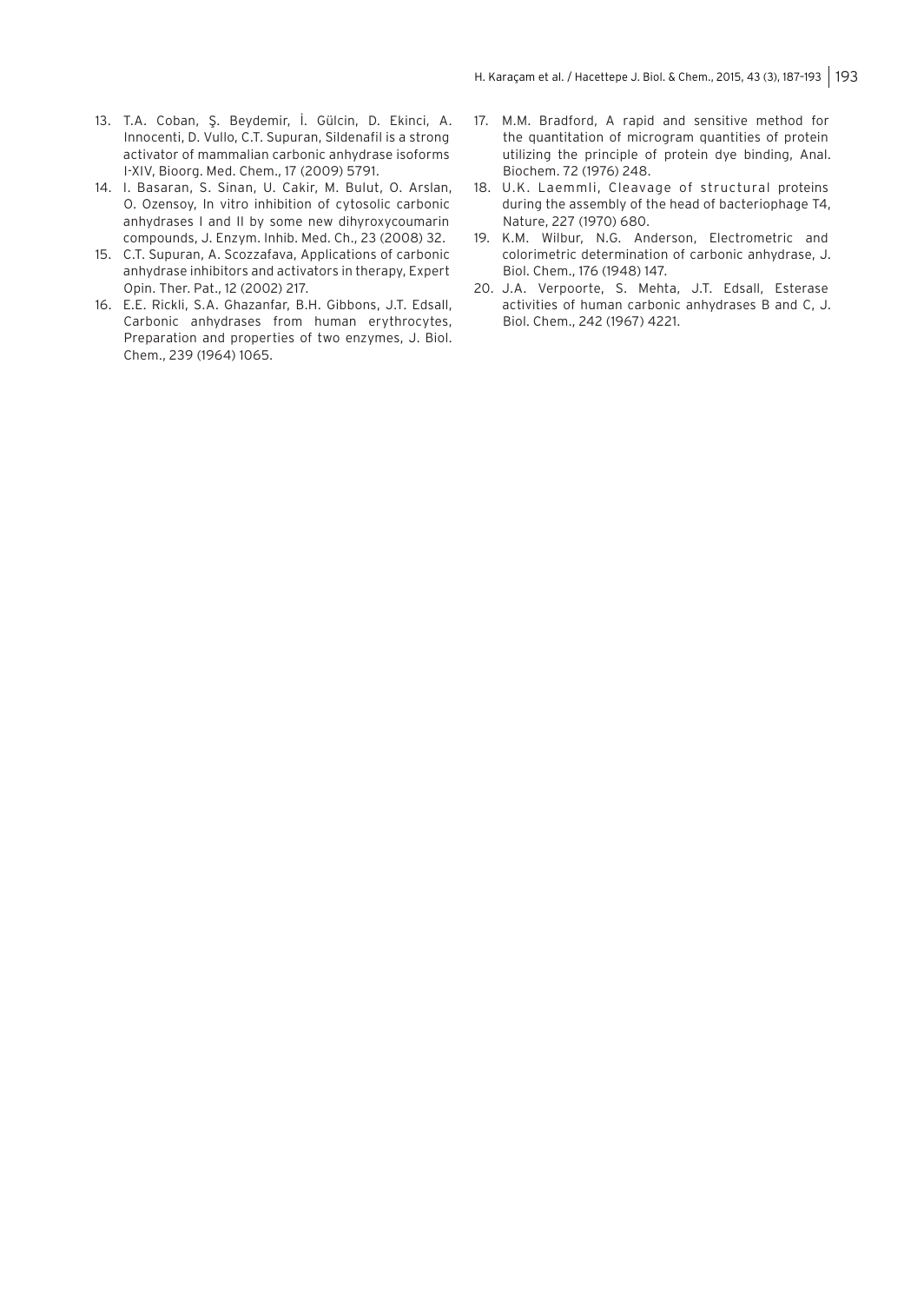13. T.A. Coban, Ş. Beydemir, İ. Gülcin, D. Ekinci, A. Innocenti, D. Vullo, C.T. Supuran, Sildenafil is a strong activator of mammalian carbonic anhydrase isoforms I-XIV, Bioorg. Med. Chem., 17 (2009) 5791.
14. I. Basaran, S. Sinan, U. Cakir, M. Bulut, O. Arslan, O. Ozensoy, In vitro inhibition of cytosolic carbonic anhydrases I and II by some new dihyroxycoumarin compounds, J. Enzym. Inhib. Med. Ch., 23 (2008) 32.
15. C.T. Supuran, A. Scozzafava, Applications of carbonic anhydrase inhibitors and activators in therapy, Expert Opin. Ther. Pat., 12 (2002) 217.
16. E.E. Rickli, S.A. Ghazanfar, B.H. Gibbons, J.T. Edsall, Carbonic anhydrases from human erythrocytes, Preparation and properties of two enzymes, J. Biol. Chem., 239 (1964) 1065.
17. M.M. Bradford, A rapid and sensitive method for the quantitation of microgram quantities of protein utilizing the principle of protein dye binding, Anal. Biochem. 72 (1976) 248.
18. U.K. Laemmli, Cleavage of structural proteins during the assembly of the head of bacteriophage T4, Nature, 227 (1970) 680.
19. K.M. Wilbur, N.G. Anderson, Electrometric and colorimetric determination of carbonic anhydrase, J. Biol. Chem., 176 (1948) 147.
20. J.A. Verpoorte, S. Mehta, J.T. Edsall, Esterase activities of human carbonic anhydrases B and C, J. Biol. Chem., 242 (1967) 4221.